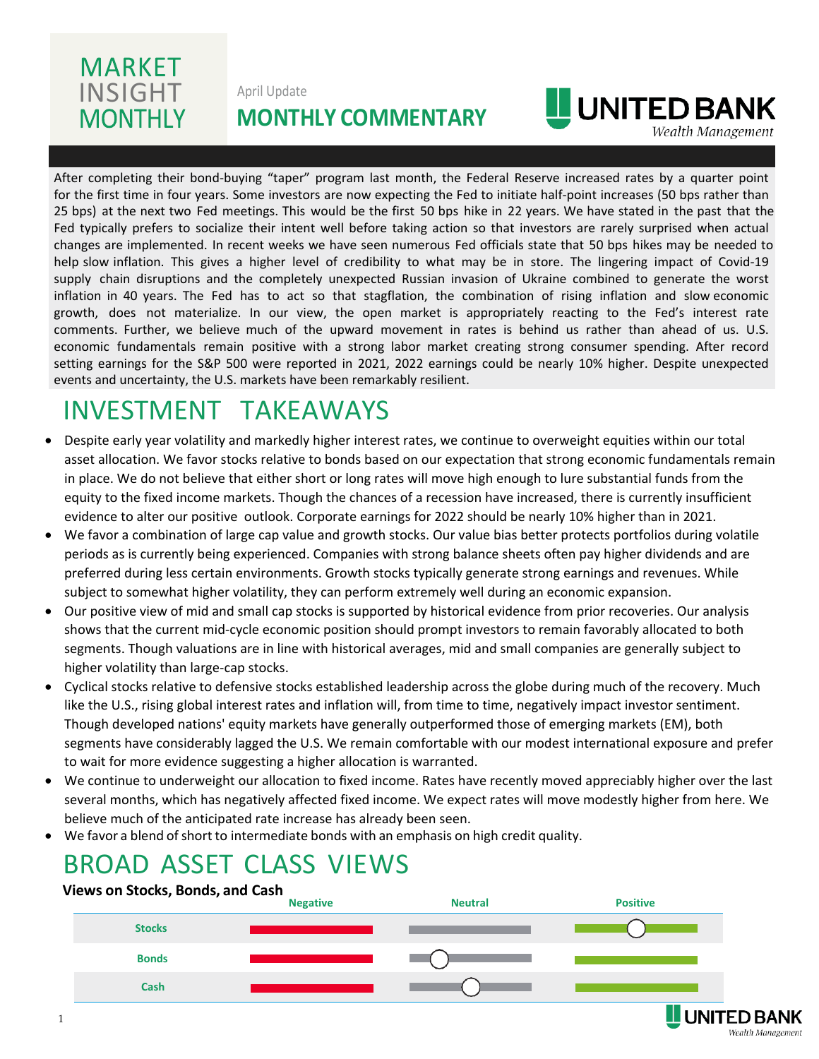# MARKET INSIGHT MONTHLY

April Update

## MONTHLY COMMENTARY

UNITED BANK
*Wealth Management*

After completing their bond-buying "taper" program last month, the Federal Reserve increased rates by a quarter point for the first time in four years. Some investors are now expecting the Fed to initiate half-point increases (50 bps rather than 25 bps) at the next two Fed meetings. This would be the first 50 bps hike in 22 years. We have stated in the past that the Fed typically prefers to socialize their intent well before taking action so that investors are rarely surprised when actual changes are implemented. In recent weeks we have seen numerous Fed officials state that 50 bps hikes may be needed to help slow inflation. This gives a higher level of credibility to what may be in store. The lingering impact of Covid-19 supply chain disruptions and the completely unexpected Russian invasion of Ukraine combined to generate the worst inflation in 40 years. The Fed has to act so that stagflation, the combination of rising inflation and slow economic growth, does not materialize. In our view, the open market is appropriately reacting to the Fed's interest rate comments. Further, we believe much of the upward movement in rates is behind us rather than ahead of us. U.S. economic fundamentals remain positive with a strong labor market creating strong consumer spending. After record setting earnings for the S&P 500 were reported in 2021, 2022 earnings could be nearly 10% higher. Despite unexpected events and uncertainty, the U.S. markets have been remarkably resilient.

# INVESTMENT TAKEAWAYS

- Despite early year volatility and markedly higher interest rates, we continue to overweight equities within our total asset allocation. We favor stocks relative to bonds based on our expectation that strong economic fundamentals remain in place. We do not believe that either short or long rates will move high enough to lure substantial funds from the equity to the fixed income markets. Though the chances of a recession have increased, there is currently insufficient evidence to alter our positive outlook. Corporate earnings for 2022 should be nearly 10% higher than in 2021.
- We favor a combination of large cap value and growth stocks. Our value bias better protects portfolios during volatile periods as is currently being experienced. Companies with strong balance sheets often pay higher dividends and are preferred during less certain environments. Growth stocks typically generate strong earnings and revenues. While subject to somewhat higher volatility, they can perform extremely well during an economic expansion.
- Our positive view of mid and small cap stocks is supported by historical evidence from prior recoveries. Our analysis shows that the current mid-cycle economic position should prompt investors to remain favorably allocated to both segments. Though valuations are in line with historical averages, mid and small companies are generally subject to higher volatility than large-cap stocks.
- Cyclical stocks relative to defensive stocks established leadership across the globe during much of the recovery. Much like the U.S., rising global interest rates and inflation will, from time to time, negatively impact investor sentiment. Though developed nations' equity markets have generally outperformed those of emerging markets (EM), both segments have considerably lagged the U.S. We remain comfortable with our modest international exposure and prefer to wait for more evidence suggesting a higher allocation is warranted.
- We continue to underweight our allocation to fixed income. Rates have recently moved appreciably higher over the last several months, which has negatively affected fixed income. We expect rates will move modestly higher from here. We believe much of the anticipated rate increase has already been seen.
- We favor a blend of short to intermediate bonds with an emphasis on high credit quality.

# BROAD ASSET CLASS VIEWS

**Views on Stocks, Bonds, and Cash**

Negative
Neutral
Positive
Stocks
Bonds
Cash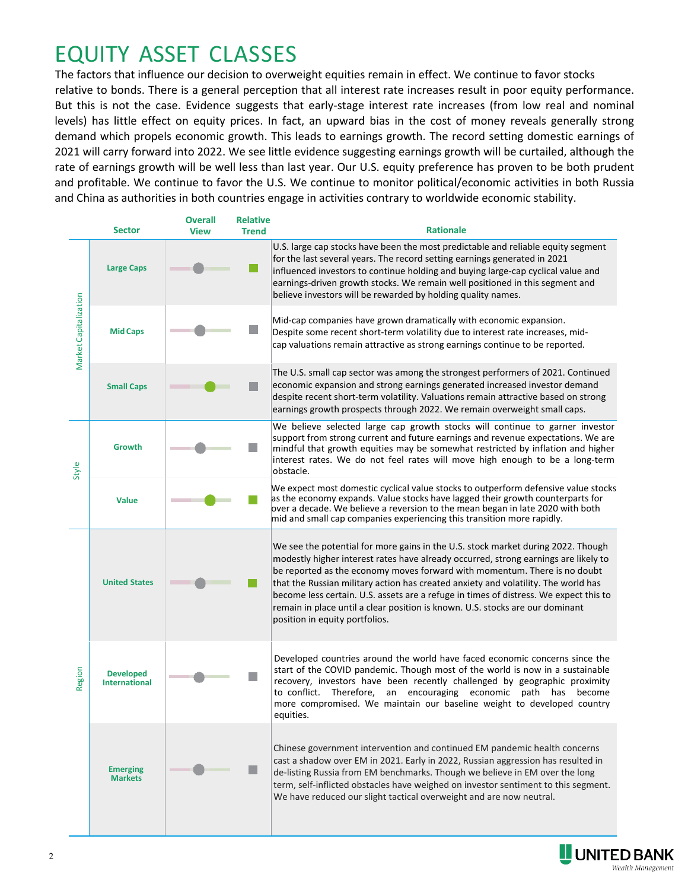# EQUITY ASSET CLASSES

The factors that influence our decision to overweight equities remain in effect. We continue to favor stocks relative to bonds. There is a general perception that all interest rate increases result in poor equity performance. But this is not the case. Evidence suggests that early-stage interest rate increases (from low real and nominal levels) has little effect on equity prices. In fact, an upward bias in the cost of money reveals generally strong demand which propels economic growth. This leads to earnings growth. The record setting domestic earnings of 2021 will carry forward into 2022. We see little evidence suggesting earnings growth will be curtailed, although the rate of earnings growth will be well less than last year. Our U.S. equity preference has proven to be both prudent and profitable. We continue to favor the U.S. We continue to monitor political/economic activities in both Russia and China as authorities in both countries engage in activities contrary to worldwide economic stability.

| | Sector | Overall View | Relative Trend | Rationale |
|---|---|---|---|---|
| Market Capitalization | Large Caps | | | U.S. large cap stocks have been the most predictable and reliable equity segment for the last several years. The record setting earnings generated in 2021 influenced investors to continue holding and buying large-cap cyclical value and earnings-driven growth stocks. We remain well positioned in this segment and believe investors will be rewarded by holding quality names. |
| | Mid Caps | | | Mid-cap companies have grown dramatically with economic expansion. Despite some recent short-term volatility due to interest rate increases, mid-cap valuations remain attractive as strong earnings continue to be reported. |
| | Small Caps | | | The U.S. small cap sector was among the strongest performers of 2021. Continued economic expansion and strong earnings generated increased investor demand despite recent short-term volatility. Valuations remain attractive based on strong earnings growth prospects through 2022. We remain overweight small caps. |
| Style | Growth | | | We believe selected large cap growth stocks will continue to garner investor support from strong current and future earnings and revenue expectations. We are mindful that growth equities may be somewhat restricted by inflation and higher interest rates. We do not feel rates will move high enough to be a long-term obstacle. |
| | Value | | | We expect most domestic cyclical value stocks to outperform defensive value stocks as the economy expands. Value stocks have lagged their growth counterparts for over a decade. We believe a reversion to the mean began in late 2020 with both mid and small cap companies experiencing this transition more rapidly. |
| Region | United States | | | We see the potential for more gains in the U.S. stock market during 2022. Though modestly higher interest rates have already occurred, strong earnings are likely to be reported as the economy moves forward with momentum. There is no doubt that the Russian military action has created anxiety and volatility. The world has become less certain. U.S. assets are a refuge in times of distress. We expect this to remain in place until a clear position is known. U.S. stocks are our dominant position in equity portfolios. |
| | Developed International | | | Developed countries around the world have faced economic concerns since the start of the COVID pandemic. Though most of the world is now in a sustainable recovery, investors have been recently challenged by geographic proximity to conflict. Therefore, an encouraging economic path has become more compromised. We maintain our baseline weight to developed country equities. |
| | Emerging Markets | | | Chinese government intervention and continued EM pandemic health concerns cast a shadow over EM in 2021. Early in 2022, Russian aggression has resulted in de-listing Russia from EM benchmarks. Though we believe in EM over the long term, self-inflicted obstacles have weighed on investor sentiment to this segment. We have reduced our slight tactical overweight and are now neutral. |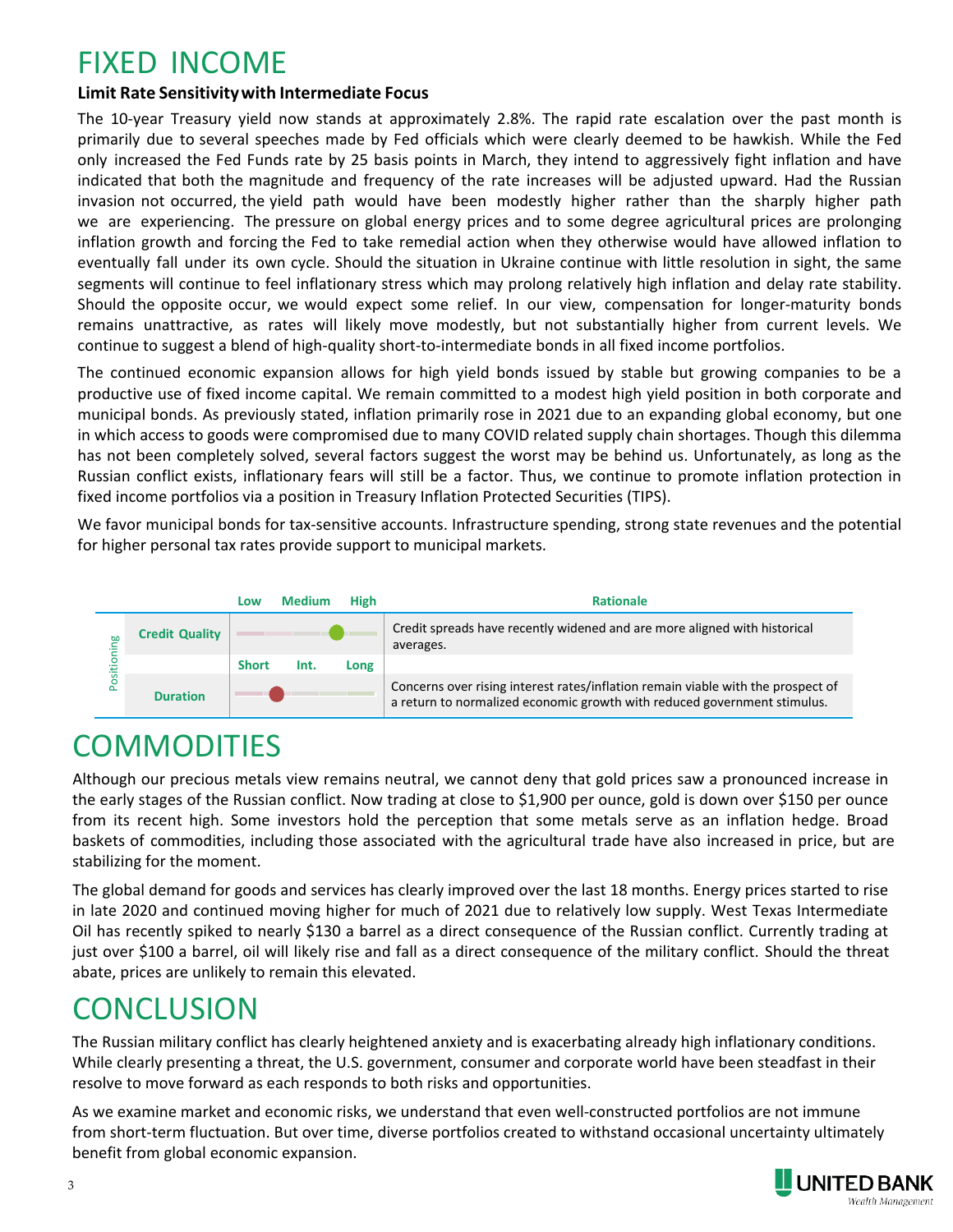# FIXED INCOME

**Limit Rate Sensitivity with Intermediate Focus**

The 10-year Treasury yield now stands at approximately 2.8%. The rapid rate escalation over the past month is primarily due to several speeches made by Fed officials which were clearly deemed to be hawkish. While the Fed only increased the Fed Funds rate by 25 basis points in March, they intend to aggressively fight inflation and have indicated that both the magnitude and frequency of the rate increases will be adjusted upward. Had the Russian invasion not occurred, the yield path would have been modestly higher rather than the sharply higher path we are experiencing. The pressure on global energy prices and to some degree agricultural prices are prolonging inflation growth and forcing the Fed to take remedial action when they otherwise would have allowed inflation to eventually fall under its own cycle. Should the situation in Ukraine continue with little resolution in sight, the same segments will continue to feel inflationary stress which may prolong relatively high inflation and delay rate stability. Should the opposite occur, we would expect some relief. In our view, compensation for longer-maturity bonds remains unattractive, as rates will likely move modestly, but not substantially higher from current levels. We continue to suggest a blend of high-quality short-to-intermediate bonds in all fixed income portfolios.

The continued economic expansion allows for high yield bonds issued by stable but growing companies to be a productive use of fixed income capital. We remain committed to a modest high yield position in both corporate and municipal bonds. As previously stated, inflation primarily rose in 2021 due to an expanding global economy, but one in which access to goods were compromised due to many COVID related supply chain shortages. Though this dilemma has not been completely solved, several factors suggest the worst may be behind us. Unfortunately, as long as the Russian conflict exists, inflationary fears will still be a factor. Thus, we continue to promote inflation protection in fixed income portfolios via a position in Treasury Inflation Protected Securities (TIPS).

We favor municipal bonds for tax-sensitive accounts. Infrastructure spending, strong state revenues and the potential for higher personal tax rates provide support to municipal markets.

| Positioning | | Low / Medium / High | Rationale |
|---|---|---|---|
| | Credit Quality | Medium-High | Credit spreads have recently widened and are more aligned with historical averages. |
| | | Short / Int. / Long | |
| | Duration | Short-Int. | Concerns over rising interest rates/inflation remain viable with the prospect of a return to normalized economic growth with reduced government stimulus. |

# COMMODITIES

Although our precious metals view remains neutral, we cannot deny that gold prices saw a pronounced increase in the early stages of the Russian conflict. Now trading at close to $1,900 per ounce, gold is down over $150 per ounce from its recent high. Some investors hold the perception that some metals serve as an inflation hedge. Broad baskets of commodities, including those associated with the agricultural trade have also increased in price, but are stabilizing for the moment.

The global demand for goods and services has clearly improved over the last 18 months. Energy prices started to rise in late 2020 and continued moving higher for much of 2021 due to relatively low supply. West Texas Intermediate Oil has recently spiked to nearly $130 a barrel as a direct consequence of the Russian conflict. Currently trading at just over $100 a barrel, oil will likely rise and fall as a direct consequence of the military conflict. Should the threat abate, prices are unlikely to remain this elevated.

# CONCLUSION

The Russian military conflict has clearly heightened anxiety and is exacerbating already high inflationary conditions. While clearly presenting a threat, the U.S. government, consumer and corporate world have been steadfast in their resolve to move forward as each responds to both risks and opportunities.

As we examine market and economic risks, we understand that even well-constructed portfolios are not immune from short-term fluctuation. But over time, diverse portfolios created to withstand occasional uncertainty ultimately benefit from global economic expansion.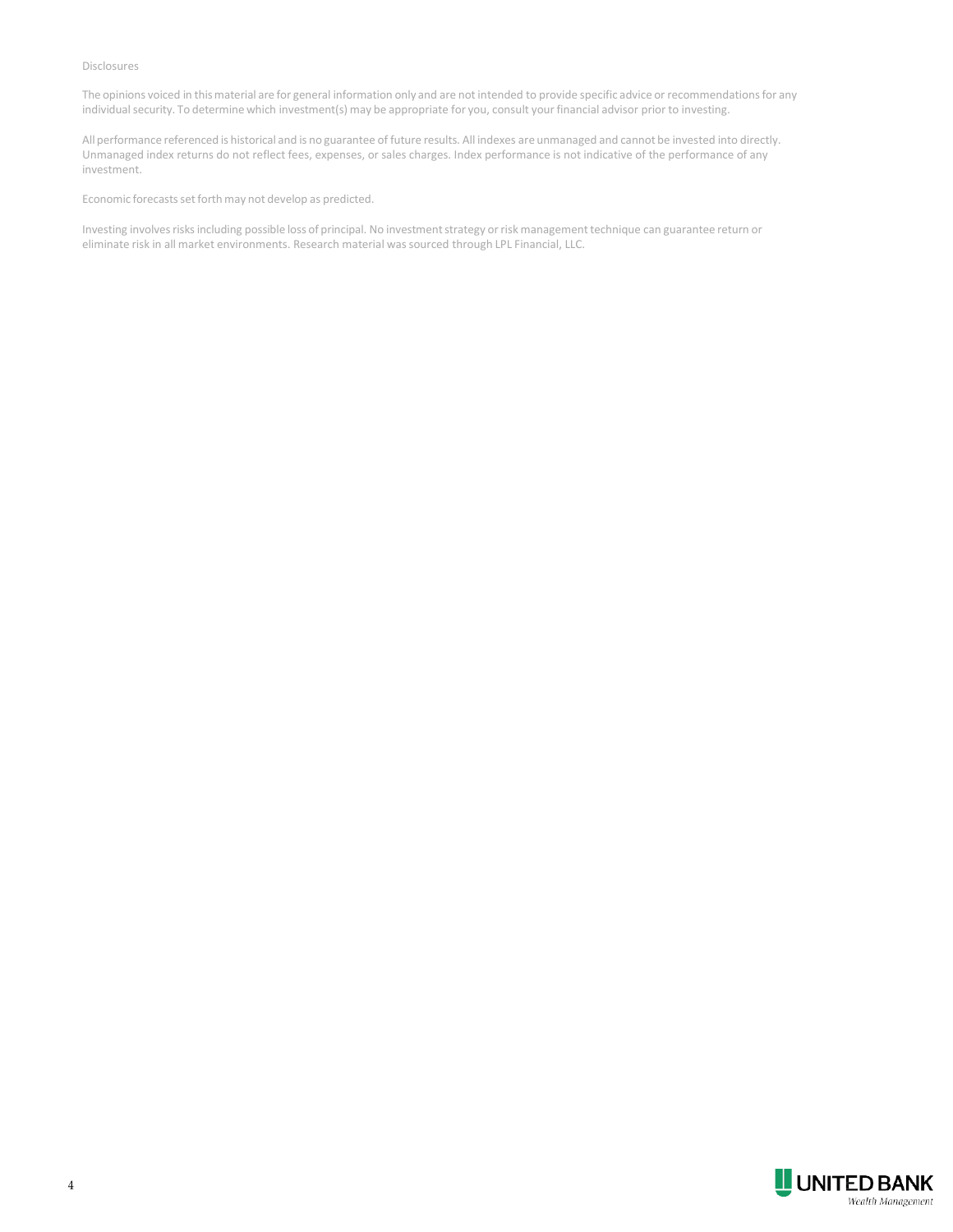Disclosures

The opinions voiced in this material are for general information only and are not intended to provide specific advice or recommendations for any individual security. To determine which investment(s) may be appropriate for you, consult your financial advisor prior to investing.

All performance referenced is historical and is no guarantee of future results. All indexes are unmanaged and cannot be invested into directly. Unmanaged index returns do not reflect fees, expenses, or sales charges. Index performance is not indicative of the performance of any investment.

Economic forecasts set forth may not develop as predicted.

Investing involves risks including possible loss of principal. No investment strategy or risk management technique can guarantee return or eliminate risk in all market environments. Research material was sourced through LPL Financial, LLC.